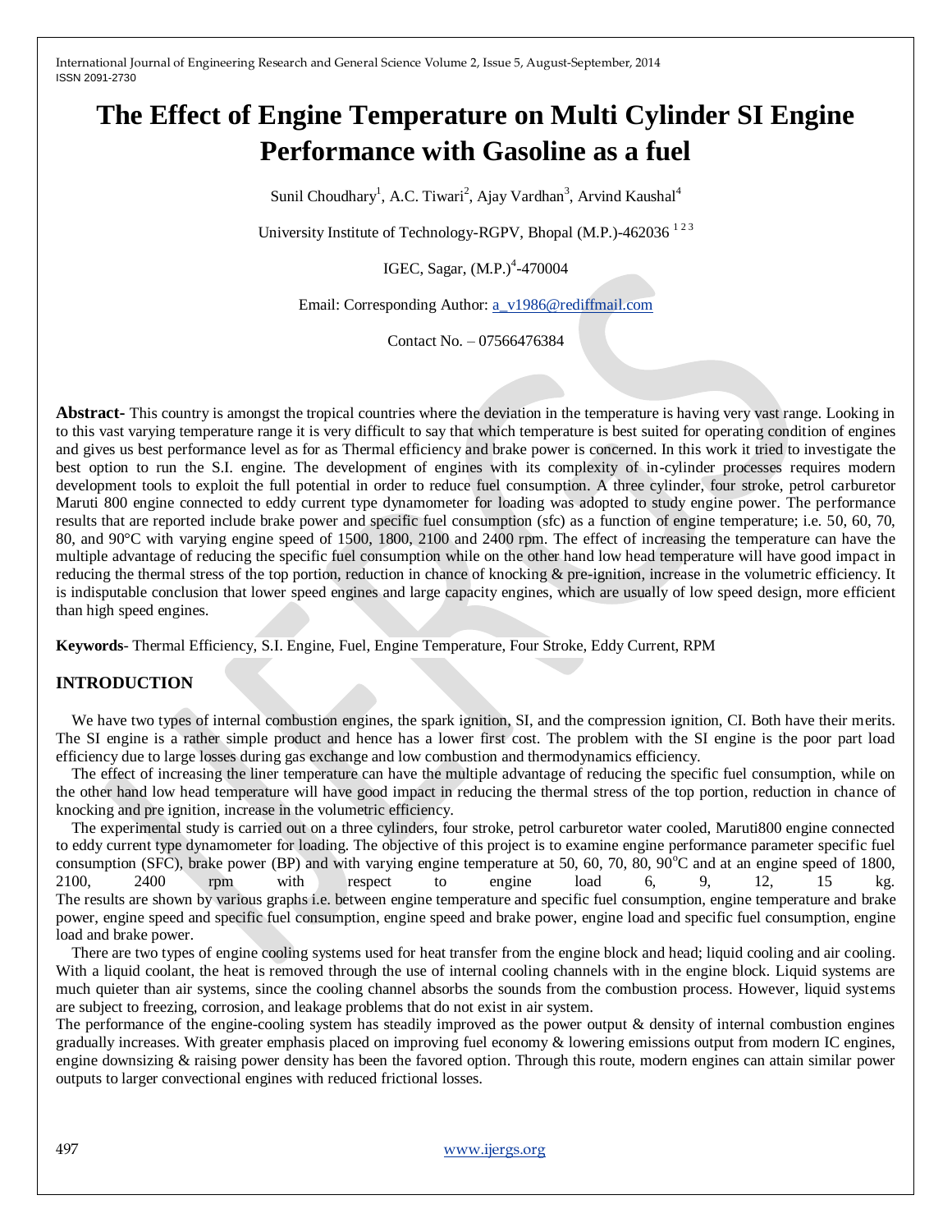# The Effect of Engine Temperature on Multi Cylinder SI Engine Performance with Gasoline as a fuel

Sunil Choudhary[1], A.C. Tiwari[2], Ajay Vardhan[3], Arvind Kaushal[4]

University Institute of Technology-RGPV, Bhopal (M.P.)-462036 [1 2 3]

IGEC, Sagar, (M.P.)[4]-470004

Email: Corresponding Author: a_v1986@rediffmail.com

Contact No. – 07566476384

**Abstract-** This country is amongst the tropical countries where the deviation in the temperature is having very vast range. Looking in to this vast varying temperature range it is very difficult to say that which temperature is best suited for operating condition of engines and gives us best performance level as for as Thermal efficiency and brake power is concerned. In this work it tried to investigate the best option to run the S.I. engine. The development of engines with its complexity of in-cylinder processes requires modern development tools to exploit the full potential in order to reduce fuel consumption. A three cylinder, four stroke, petrol carburetor Maruti 800 engine connected to eddy current type dynamometer for loading was adopted to study engine power. The performance results that are reported include brake power and specific fuel consumption (sfc) as a function of engine temperature; i.e. 50, 60, 70, 80, and 90°C with varying engine speed of 1500, 1800, 2100 and 2400 rpm. The effect of increasing the temperature can have the multiple advantage of reducing the specific fuel consumption while on the other hand low head temperature will have good impact in reducing the thermal stress of the top portion, reduction in chance of knocking & pre-ignition, increase in the volumetric efficiency. It is indisputable conclusion that lower speed engines and large capacity engines, which are usually of low speed design, more efficient than high speed engines.

**Keywords**- Thermal Efficiency, S.I. Engine, Fuel, Engine Temperature, Four Stroke, Eddy Current, RPM

## INTRODUCTION

We have two types of internal combustion engines, the spark ignition, SI, and the compression ignition, CI. Both have their merits. The SI engine is a rather simple product and hence has a lower first cost. The problem with the SI engine is the poor part load efficiency due to large losses during gas exchange and low combustion and thermodynamics efficiency.

The effect of increasing the liner temperature can have the multiple advantage of reducing the specific fuel consumption, while on the other hand low head temperature will have good impact in reducing the thermal stress of the top portion, reduction in chance of knocking and pre ignition, increase in the volumetric efficiency.

The experimental study is carried out on a three cylinders, four stroke, petrol carburetor water cooled, Maruti800 engine connected to eddy current type dynamometer for loading. The objective of this project is to examine engine performance parameter specific fuel consumption (SFC), brake power (BP) and with varying engine temperature at 50, 60, 70, 80, 90°C and at an engine speed of 1800, 2100, 2400 rpm with respect to engine load 6, 9, 12, 15 kg. The results are shown by various graphs i.e. between engine temperature and specific fuel consumption, engine temperature and brake power, engine speed and specific fuel consumption, engine speed and brake power, engine load and specific fuel consumption, engine load and brake power.

There are two types of engine cooling systems used for heat transfer from the engine block and head; liquid cooling and air cooling. With a liquid coolant, the heat is removed through the use of internal cooling channels with in the engine block. Liquid systems are much quieter than air systems, since the cooling channel absorbs the sounds from the combustion process. However, liquid systems are subject to freezing, corrosion, and leakage problems that do not exist in air system.

The performance of the engine-cooling system has steadily improved as the power output & density of internal combustion engines gradually increases. With greater emphasis placed on improving fuel economy & lowering emissions output from modern IC engines, engine downsizing & raising power density has been the favored option. Through this route, modern engines can attain similar power outputs to larger convectional engines with reduced frictional losses.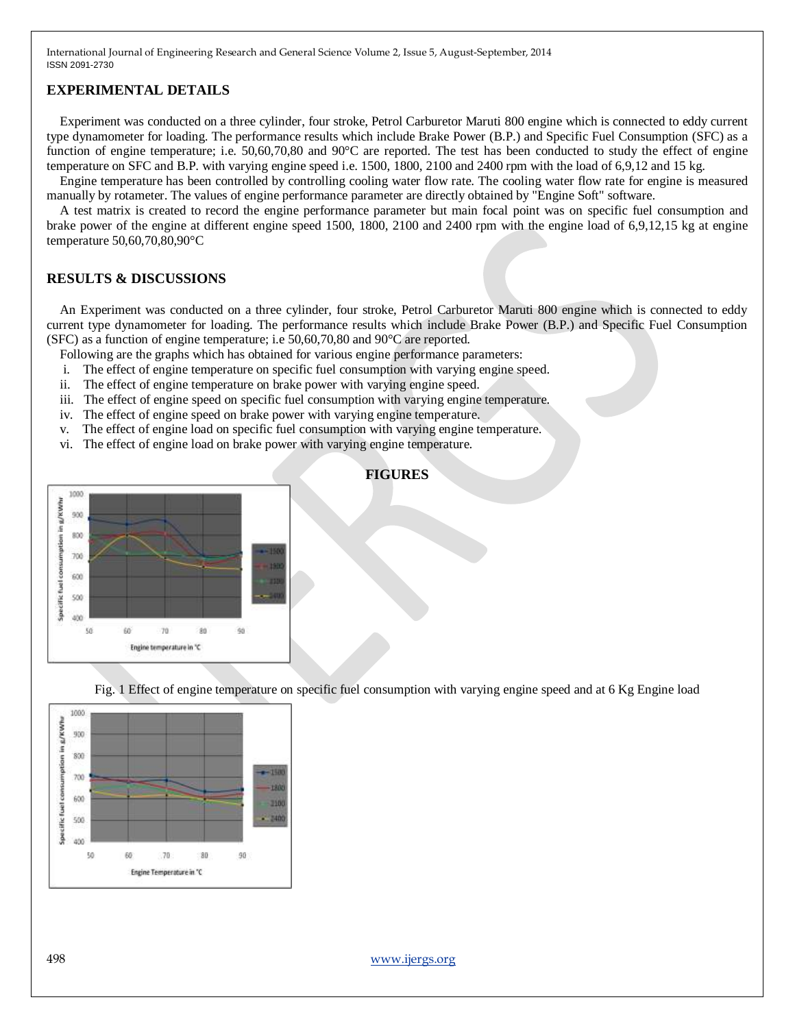## EXPERIMENTAL DETAILS

Experiment was conducted on a three cylinder, four stroke, Petrol Carburetor Maruti 800 engine which is connected to eddy current type dynamometer for loading. The performance results which include Brake Power (B.P.) and Specific Fuel Consumption (SFC) as a function of engine temperature; i.e. 50,60,70,80 and 90°C are reported. The test has been conducted to study the effect of engine temperature on SFC and B.P. with varying engine speed i.e. 1500, 1800, 2100 and 2400 rpm with the load of 6,9,12 and 15 kg.

Engine temperature has been controlled by controlling cooling water flow rate. The cooling water flow rate for engine is measured manually by rotameter. The values of engine performance parameter are directly obtained by "Engine Soft" software.

A test matrix is created to record the engine performance parameter but main focal point was on specific fuel consumption and brake power of the engine at different engine speed 1500, 1800, 2100 and 2400 rpm with the engine load of 6,9,12,15 kg at engine temperature 50,60,70,80,90°C

## RESULTS & DISCUSSIONS

An Experiment was conducted on a three cylinder, four stroke, Petrol Carburetor Maruti 800 engine which is connected to eddy current type dynamometer for loading. The performance results which include Brake Power (B.P.) and Specific Fuel Consumption (SFC) as a function of engine temperature; i.e 50,60,70,80 and 90°C are reported.

Following are the graphs which has obtained for various engine performance parameters:

i. The effect of engine temperature on specific fuel consumption with varying engine speed.
ii. The effect of engine temperature on brake power with varying engine speed.
iii. The effect of engine speed on specific fuel consumption with varying engine temperature.
iv. The effect of engine speed on brake power with varying engine temperature.
v. The effect of engine load on specific fuel consumption with varying engine temperature.
vi. The effect of engine load on brake power with varying engine temperature.

## FIGURES

Fig. 1 Effect of engine temperature on specific fuel consumption with varying engine speed and at 6 Kg Engine load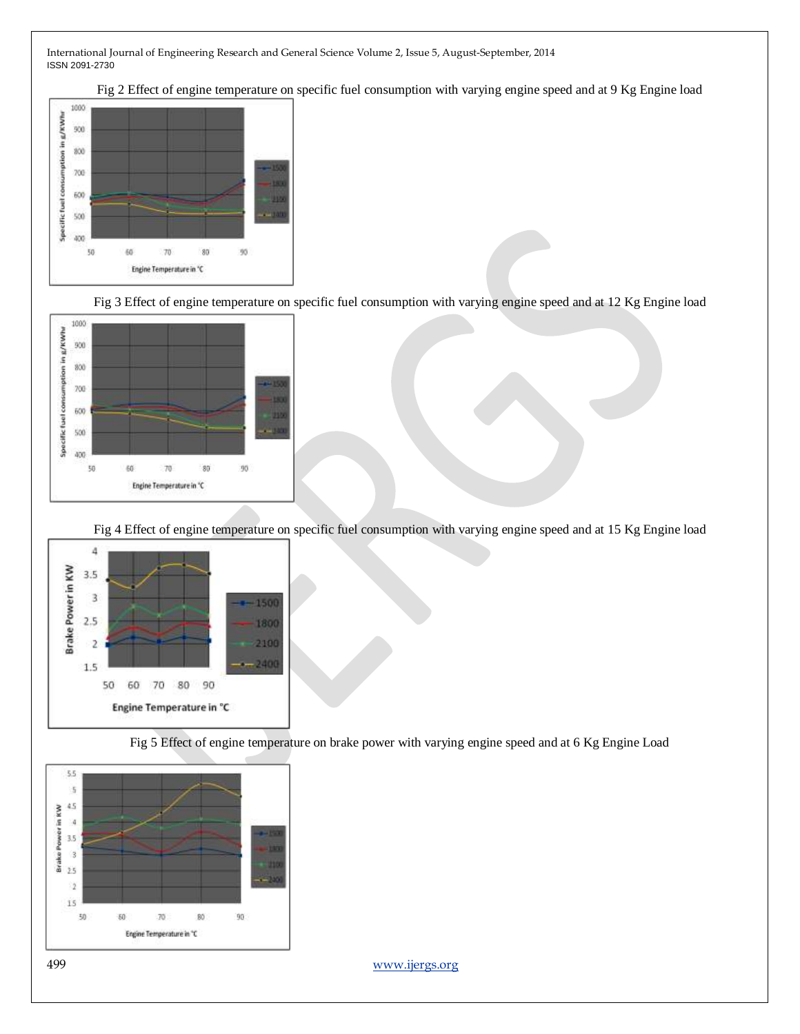Fig 2 Effect of engine temperature on specific fuel consumption with varying engine speed and at 9 Kg Engine load

Fig 3 Effect of engine temperature on specific fuel consumption with varying engine speed and at 12 Kg Engine load

Fig 4 Effect of engine temperature on specific fuel consumption with varying engine speed and at 15 Kg Engine load

Fig 5 Effect of engine temperature on brake power with varying engine speed and at 6 Kg Engine Load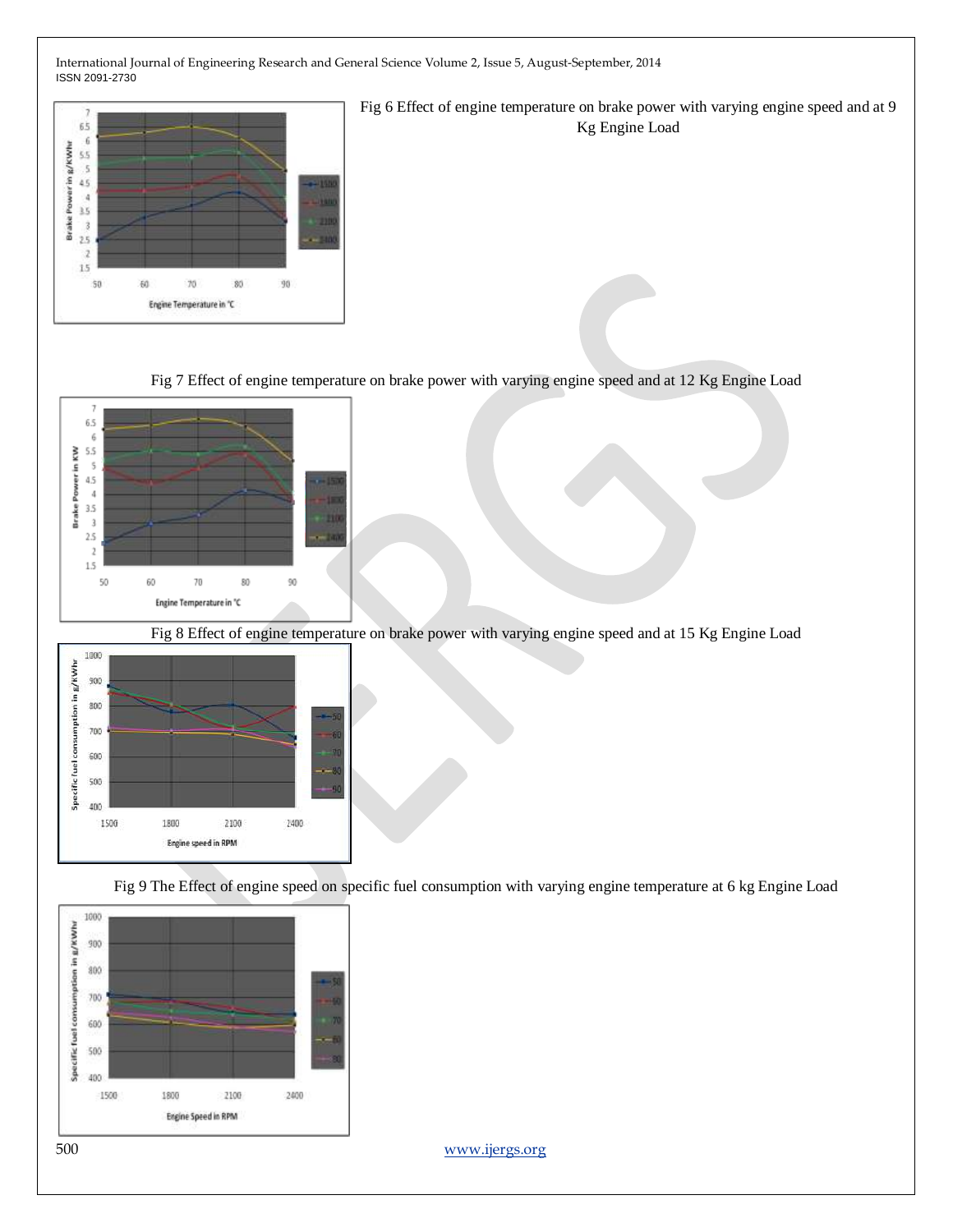Fig 6 Effect of engine temperature on brake power with varying engine speed and at 9 Kg Engine Load

Fig 7 Effect of engine temperature on brake power with varying engine speed and at 12 Kg Engine Load

Fig 8 Effect of engine temperature on brake power with varying engine speed and at 15 Kg Engine Load

Fig 9 The Effect of engine speed on specific fuel consumption with varying engine temperature at 6 kg Engine Load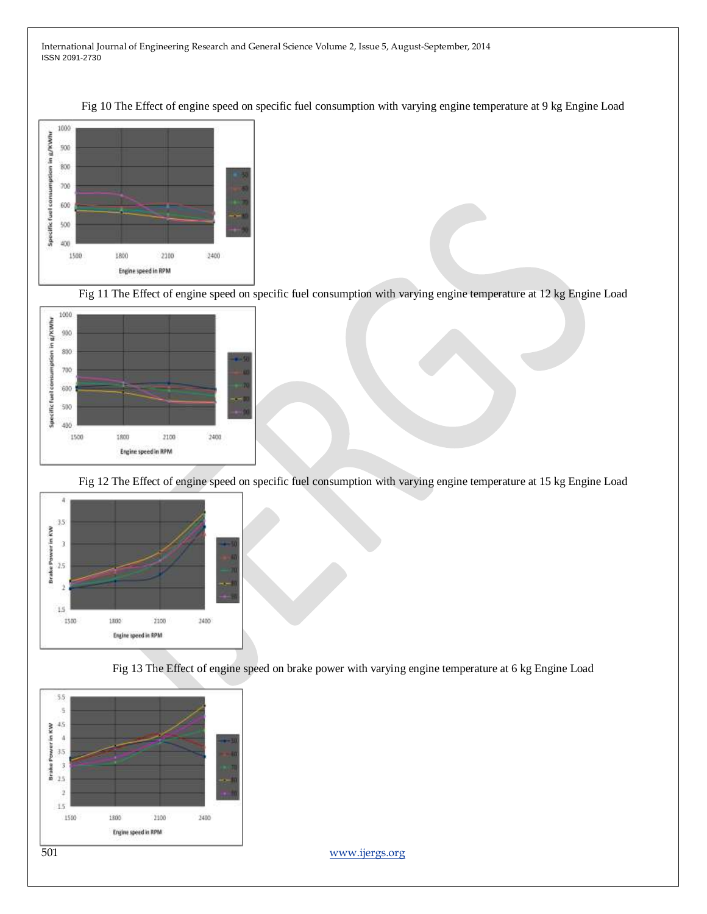Fig 10 The Effect of engine speed on specific fuel consumption with varying engine temperature at 9 kg Engine Load

Fig 11 The Effect of engine speed on specific fuel consumption with varying engine temperature at 12 kg Engine Load

Fig 12 The Effect of engine speed on specific fuel consumption with varying engine temperature at 15 kg Engine Load

Fig 13 The Effect of engine speed on brake power with varying engine temperature at 6 kg Engine Load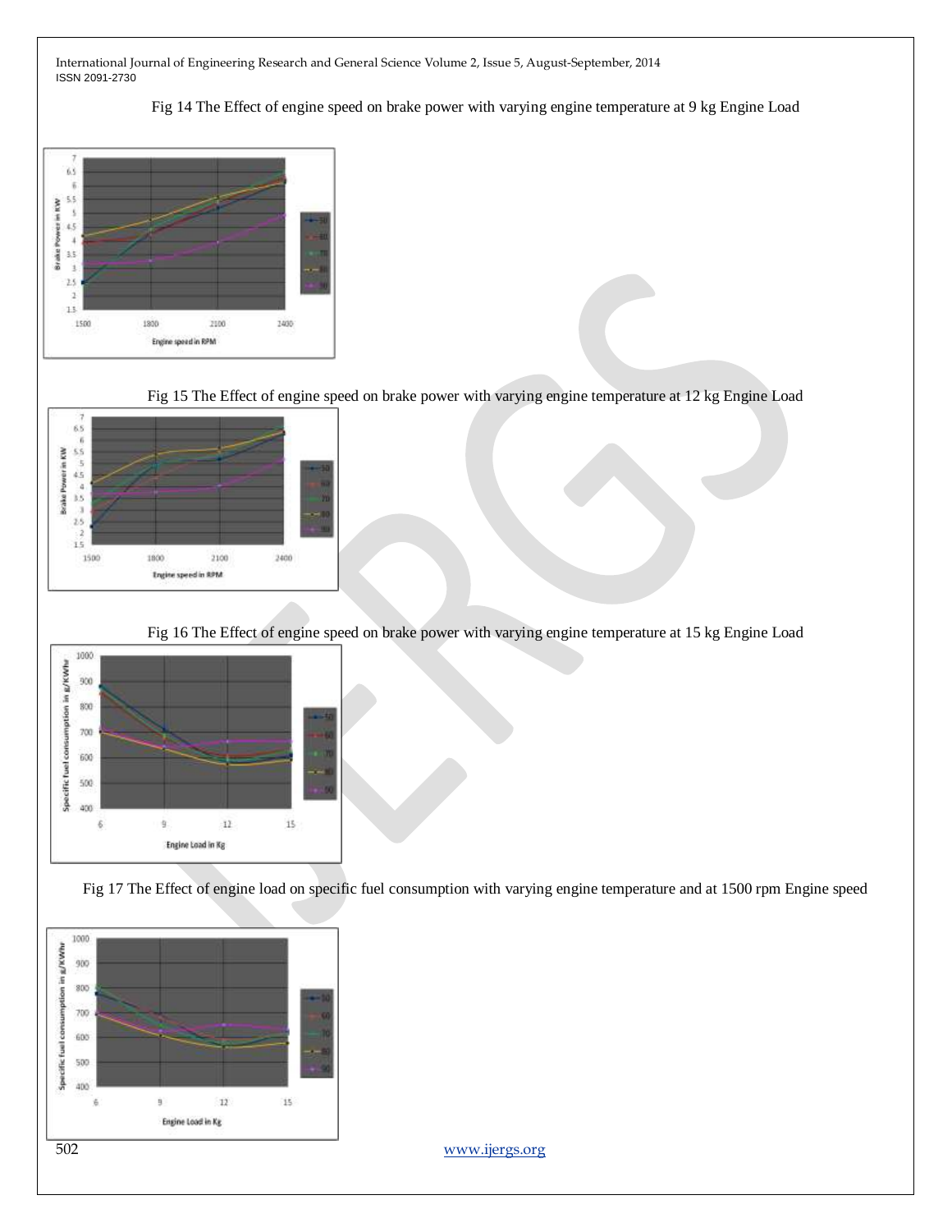Fig 14 The Effect of engine speed on brake power with varying engine temperature at 9 kg Engine Load

Fig 15 The Effect of engine speed on brake power with varying engine temperature at 12 kg Engine Load

Fig 16 The Effect of engine speed on brake power with varying engine temperature at 15 kg Engine Load

Fig 17 The Effect of engine load on specific fuel consumption with varying engine temperature and at 1500 rpm Engine speed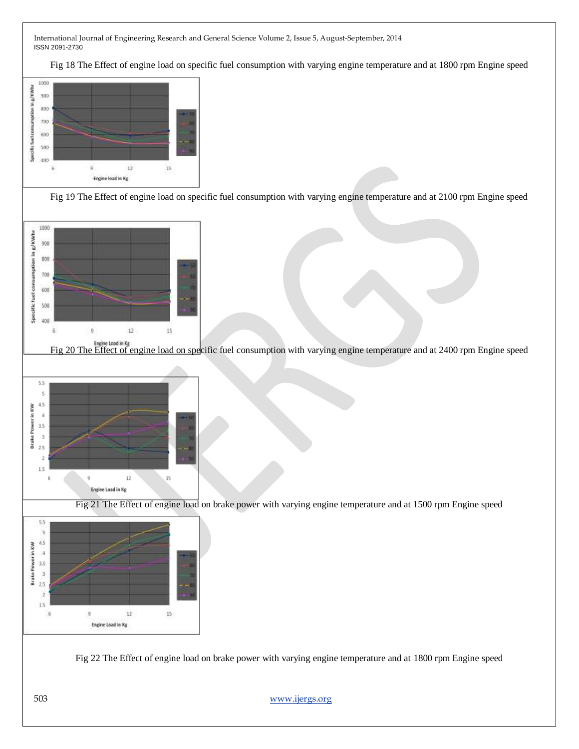Fig 18 The Effect of engine load on specific fuel consumption with varying engine temperature and at 1800 rpm Engine speed

Fig 19 The Effect of engine load on specific fuel consumption with varying engine temperature and at 2100 rpm Engine speed

Fig 20 The Effect of engine load on specific fuel consumption with varying engine temperature and at 2400 rpm Engine speed

Fig 21 The Effect of engine load on brake power with varying engine temperature and at 1500 rpm Engine speed

Fig 22 The Effect of engine load on brake power with varying engine temperature and at 1800 rpm Engine speed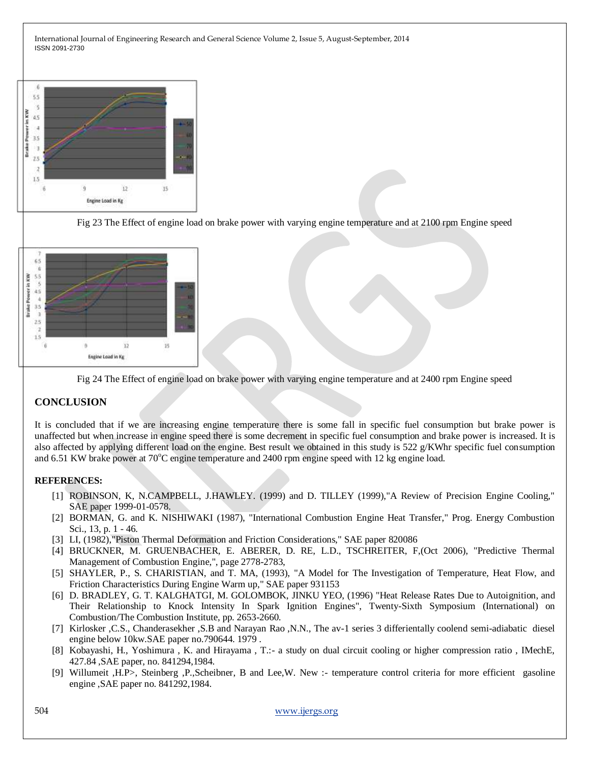Fig 23 The Effect of engine load on brake power with varying engine temperature and at 2100 rpm Engine speed

Fig 24 The Effect of engine load on brake power with varying engine temperature and at 2400 rpm Engine speed

## CONCLUSION

It is concluded that if we are increasing engine temperature there is some fall in specific fuel consumption but brake power is unaffected but when increase in engine speed there is some decrement in specific fuel consumption and brake power is increased. It is also affected by applying different load on the engine. Best result we obtained in this study is 522 g/KWhr specific fuel consumption and 6.51 KW brake power at 70°C engine temperature and 2400 rpm engine speed with 12 kg engine load.

## REFERENCES:

[1] ROBINSON, K, N.CAMPBELL, J.HAWLEY. (1999) and D. TILLEY (1999),"A Review of Precision Engine Cooling," SAE paper 1999-01-0578.

[2] BORMAN, G. and K. NISHIWAKI (1987), "International Combustion Engine Heat Transfer," Prog. Energy Combustion Sci., 13, p. 1 - 46.

[3] LI, (1982),"Piston Thermal Deformation and Friction Considerations," SAE paper 820086

[4] BRUCKNER, M. GRUENBACHER, E. ABERER, D. RE, L.D., TSCHREITER, F,(Oct 2006), "Predictive Thermal Management of Combustion Engine,", page 2778-2783,

[5] SHAYLER, P., S. CHARISTIAN, and T. MA, (1993), "A Model for The Investigation of Temperature, Heat Flow, and Friction Characteristics During Engine Warm up," SAE paper 931153

[6] D. BRADLEY, G. T. KALGHATGI, M. GOLOMBOK, JINKU YEO, (1996) "Heat Release Rates Due to Autoignition, and Their Relationship to Knock Intensity In Spark Ignition Engines", Twenty-Sixth Symposium (International) on Combustion/The Combustion Institute, pp. 2653-2660.

[7] Kirlosker ,C.S., Chanderasekher ,S.B and Narayan Rao ,N.N., The av-1 series 3 differientally coolend semi-adiabatic diesel engine below 10kw.SAE paper no.790644. 1979 .

[8] Kobayashi, H., Yoshimura , K. and Hirayama , T.:- a study on dual circuit cooling or higher compression ratio , IMechE, 427.84 ,SAE paper, no. 841294,1984.

[9] Willumeit ,H.P>, Steinberg ,P.,Scheibner, B and Lee,W. New :- temperature control criteria for more efficient gasoline engine ,SAE paper no. 841292,1984.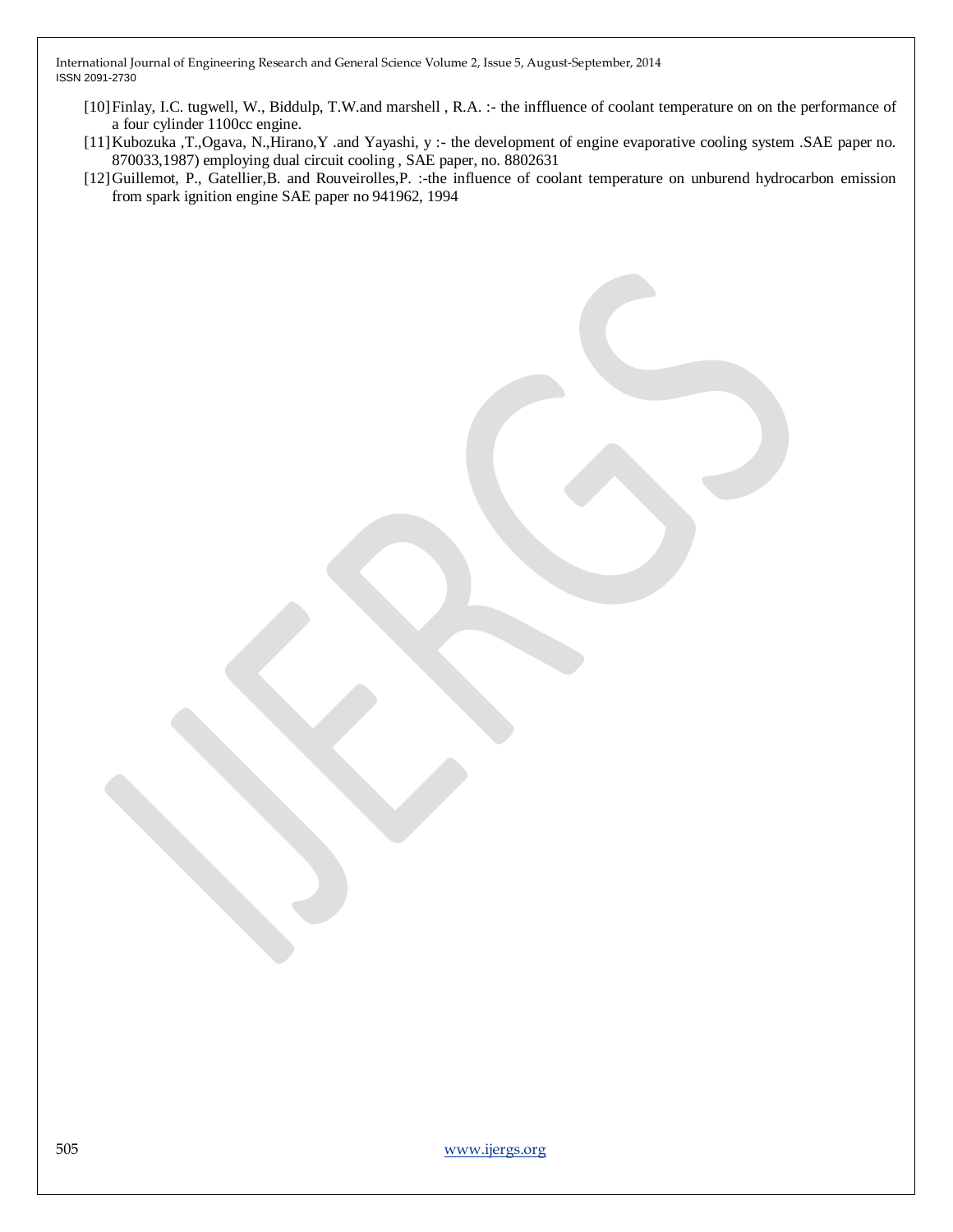[10] Finlay, I.C. tugwell, W., Biddulp, T.W.and marshell , R.A. :- the inffluence of coolant temperature on on the performance of a four cylinder 1100cc engine.

[11] Kubozuka ,T.,Ogava, N.,Hirano,Y .and Yayashi, y :- the development of engine evaporative cooling system .SAE paper no. 870033,1987) employing dual circuit cooling , SAE paper, no. 8802631

[12] Guillemot, P., Gatellier,B. and Rouveirolles,P. :-the influence of coolant temperature on unburend hydrocarbon emission from spark ignition engine SAE paper no 941962, 1994